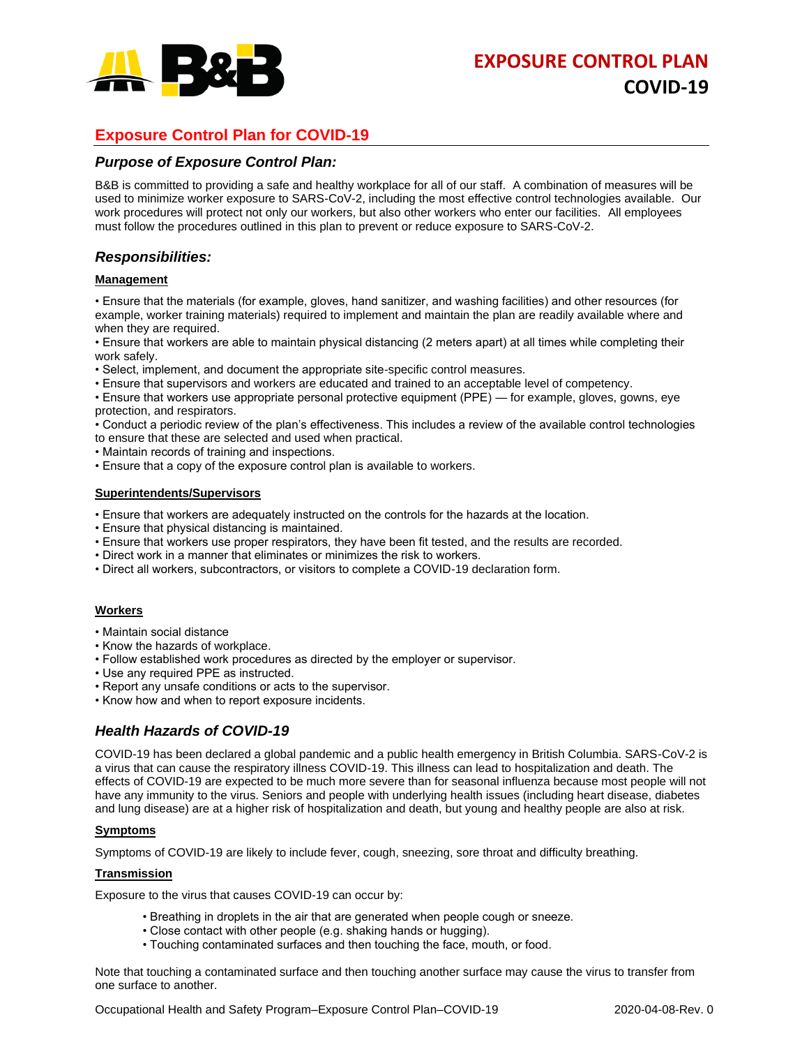# EXPOSURE CONTROL PLAN COVID-19

## Exposure Control Plan for COVID-19

### *Purpose of Exposure Control Plan:*

B&B is committed to providing a safe and healthy workplace for all of our staff. A combination of measures will be used to minimize worker exposure to SARS-CoV-2, including the most effective control technologies available. Our work procedures will protect not only our workers, but also other workers who enter our facilities. All employees must follow the procedures outlined in this plan to prevent or reduce exposure to SARS-CoV-2.

### *Responsibilities:*

**Management**

- Ensure that the materials (for example, gloves, hand sanitizer, and washing facilities) and other resources (for example, worker training materials) required to implement and maintain the plan are readily available where and when they are required.
- Ensure that workers are able to maintain physical distancing (2 meters apart) at all times while completing their work safely.
- Select, implement, and document the appropriate site-specific control measures.
- Ensure that supervisors and workers are educated and trained to an acceptable level of competency.
- Ensure that workers use appropriate personal protective equipment (PPE) — for example, gloves, gowns, eye protection, and respirators.
- Conduct a periodic review of the plan's effectiveness. This includes a review of the available control technologies to ensure that these are selected and used when practical.
- Maintain records of training and inspections.
- Ensure that a copy of the exposure control plan is available to workers.

**Superintendents/Supervisors**

- Ensure that workers are adequately instructed on the controls for the hazards at the location.
- Ensure that physical distancing is maintained.
- Ensure that workers use proper respirators, they have been fit tested, and the results are recorded.
- Direct work in a manner that eliminates or minimizes the risk to workers.
- Direct all workers, subcontractors, or visitors to complete a COVID-19 declaration form.

**Workers**

- Maintain social distance
- Know the hazards of workplace.
- Follow established work procedures as directed by the employer or supervisor.
- Use any required PPE as instructed.
- Report any unsafe conditions or acts to the supervisor.
- Know how and when to report exposure incidents.

### *Health Hazards of COVID-19*

COVID-19 has been declared a global pandemic and a public health emergency in British Columbia. SARS-CoV-2 is a virus that can cause the respiratory illness COVID-19. This illness can lead to hospitalization and death. The effects of COVID-19 are expected to be much more severe than for seasonal influenza because most people will not have any immunity to the virus. Seniors and people with underlying health issues (including heart disease, diabetes and lung disease) are at a higher risk of hospitalization and death, but young and healthy people are also at risk.

**Symptoms**

Symptoms of COVID-19 are likely to include fever, cough, sneezing, sore throat and difficulty breathing.

**Transmission**

Exposure to the virus that causes COVID-19 can occur by:

- Breathing in droplets in the air that are generated when people cough or sneeze.
- Close contact with other people (e.g. shaking hands or hugging).
- Touching contaminated surfaces and then touching the face, mouth, or food.

Note that touching a contaminated surface and then touching another surface may cause the virus to transfer from one surface to another.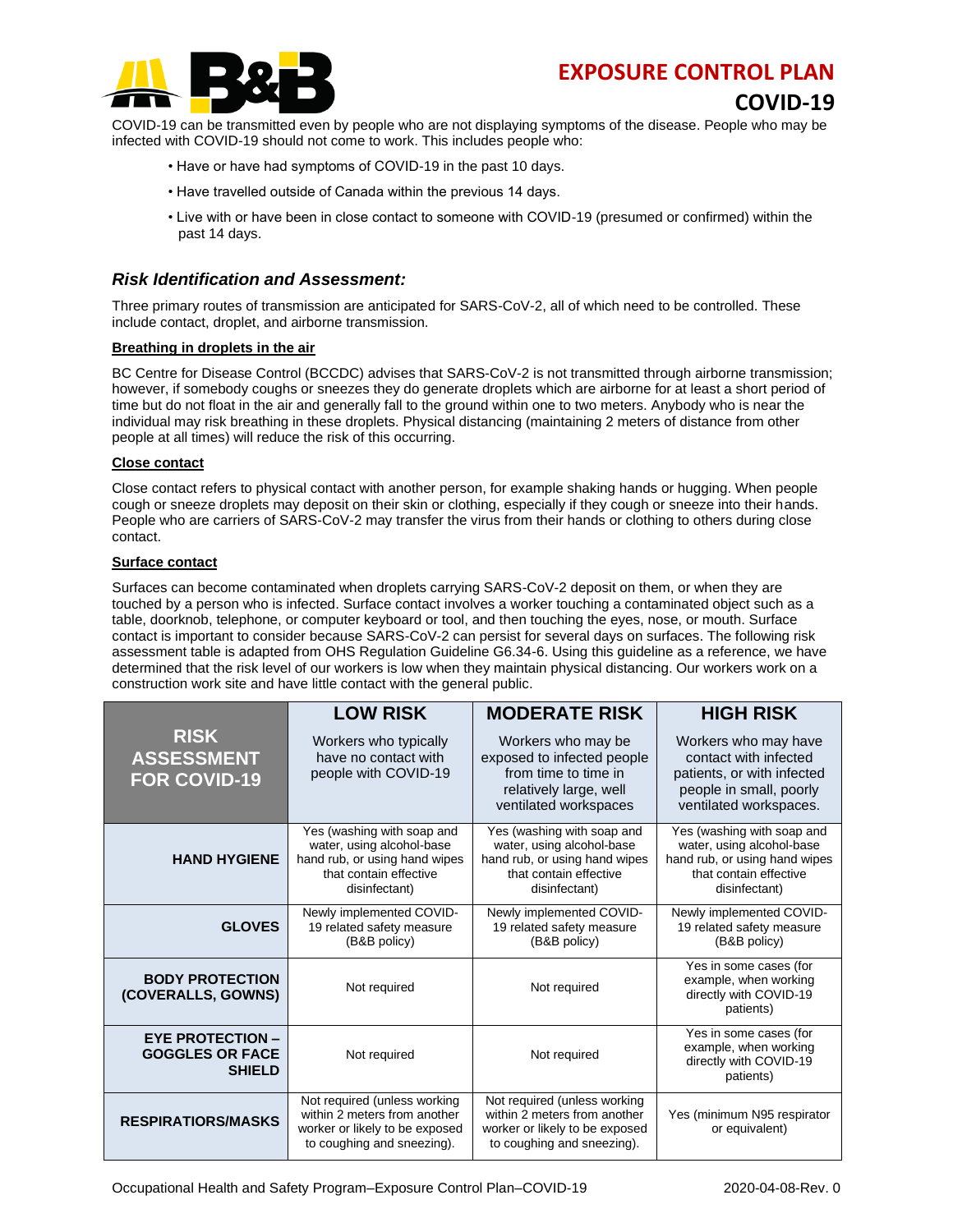COVID-19 can be transmitted even by people who are not displaying symptoms of the disease. People who may be infected with COVID-19 should not come to work. This includes people who:

- Have or have had symptoms of COVID-19 in the past 10 days.
- Have travelled outside of Canada within the previous 14 days.
- Live with or have been in close contact to someone with COVID-19 (presumed or confirmed) within the past 14 days.

### *Risk Identification and Assessment:*

Three primary routes of transmission are anticipated for SARS-CoV-2, all of which need to be controlled. These include contact, droplet, and airborne transmission.

**Breathing in droplets in the air**

BC Centre for Disease Control (BCCDC) advises that SARS-CoV-2 is not transmitted through airborne transmission; however, if somebody coughs or sneezes they do generate droplets which are airborne for at least a short period of time but do not float in the air and generally fall to the ground within one to two meters. Anybody who is near the individual may risk breathing in these droplets. Physical distancing (maintaining 2 meters of distance from other people at all times) will reduce the risk of this occurring.

**Close contact**

Close contact refers to physical contact with another person, for example shaking hands or hugging. When people cough or sneeze droplets may deposit on their skin or clothing, especially if they cough or sneeze into their hands. People who are carriers of SARS-CoV-2 may transfer the virus from their hands or clothing to others during close contact.

**Surface contact**

Surfaces can become contaminated when droplets carrying SARS-CoV-2 deposit on them, or when they are touched by a person who is infected. Surface contact involves a worker touching a contaminated object such as a table, doorknob, telephone, or computer keyboard or tool, and then touching the eyes, nose, or mouth. Surface contact is important to consider because SARS-CoV-2 can persist for several days on surfaces. The following risk assessment table is adapted from OHS Regulation Guideline G6.34-6. Using this guideline as a reference, we have determined that the risk level of our workers is low when they maintain physical distancing. Our workers work on a construction work site and have little contact with the general public.

| RISK ASSESSMENT FOR COVID-19 | LOW RISK<br>Workers who typically have no contact with people with COVID-19 | MODERATE RISK<br>Workers who may be exposed to infected people from time to time in relatively large, well ventilated workspaces | HIGH RISK<br>Workers who may have contact with infected patients, or with infected people in small, poorly ventilated workspaces. |
|---|---|---|---|
| **HAND HYGIENE** | Yes (washing with soap and water, using alcohol-base hand rub, or using hand wipes that contain effective disinfectant) | Yes (washing with soap and water, using alcohol-base hand rub, or using hand wipes that contain effective disinfectant) | Yes (washing with soap and water, using alcohol-base hand rub, or using hand wipes that contain effective disinfectant) |
| **GLOVES** | Newly implemented COVID-19 related safety measure (B&B policy) | Newly implemented COVID-19 related safety measure (B&B policy) | Newly implemented COVID-19 related safety measure (B&B policy) |
| **BODY PROTECTION (COVERALLS, GOWNS)** | Not required | Not required | Yes in some cases (for example, when working directly with COVID-19 patients) |
| **EYE PROTECTION – GOGGLES OR FACE SHIELD** | Not required | Not required | Yes in some cases (for example, when working directly with COVID-19 patients) |
| **RESPIRATIORS/MASKS** | Not required (unless working within 2 meters from another worker or likely to be exposed to coughing and sneezing). | Not required (unless working within 2 meters from another worker or likely to be exposed to coughing and sneezing). | Yes (minimum N95 respirator or equivalent) |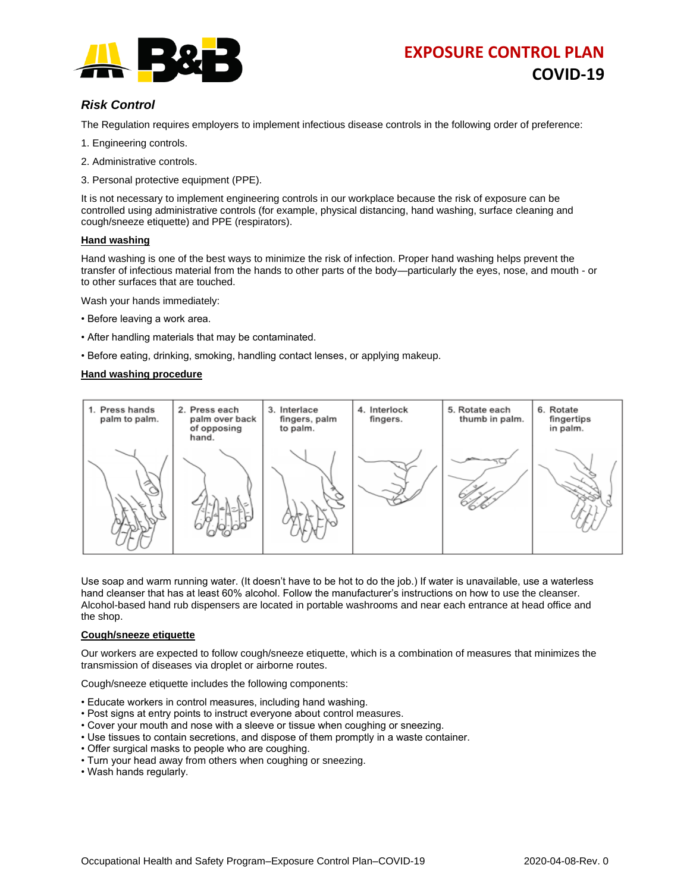### *Risk Control*

The Regulation requires employers to implement infectious disease controls in the following order of preference:

1. Engineering controls.
2. Administrative controls.
3. Personal protective equipment (PPE).

It is not necessary to implement engineering controls in our workplace because the risk of exposure can be controlled using administrative controls (for example, physical distancing, hand washing, surface cleaning and cough/sneeze etiquette) and PPE (respirators).

**Hand washing**

Hand washing is one of the best ways to minimize the risk of infection. Proper hand washing helps prevent the transfer of infectious material from the hands to other parts of the body—particularly the eyes, nose, and mouth - or to other surfaces that are touched.

Wash your hands immediately:

- Before leaving a work area.
- After handling materials that may be contaminated.
- Before eating, drinking, smoking, handling contact lenses, or applying makeup.

**Hand washing procedure**

| 1. Press hands palm to palm. | 2. Press each palm over back of opposing hand. | 3. Interlace fingers, palm to palm. | 4. Interlock fingers. | 5. Rotate each thumb in palm. | 6. Rotate fingertips in palm. |
|---|---|---|---|---|---|

Use soap and warm running water. (It doesn't have to be hot to do the job.) If water is unavailable, use a waterless hand cleanser that has at least 60% alcohol. Follow the manufacturer's instructions on how to use the cleanser. Alcohol-based hand rub dispensers are located in portable washrooms and near each entrance at head office and the shop.

**Cough/sneeze etiquette**

Our workers are expected to follow cough/sneeze etiquette, which is a combination of measures that minimizes the transmission of diseases via droplet or airborne routes.

Cough/sneeze etiquette includes the following components:

- Educate workers in control measures, including hand washing.
- Post signs at entry points to instruct everyone about control measures.
- Cover your mouth and nose with a sleeve or tissue when coughing or sneezing.
- Use tissues to contain secretions, and dispose of them promptly in a waste container.
- Offer surgical masks to people who are coughing.
- Turn your head away from others when coughing or sneezing.
- Wash hands regularly.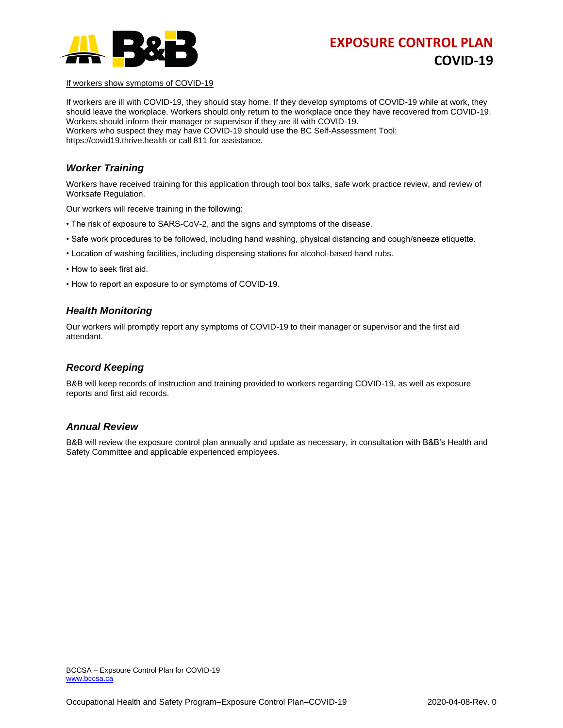If workers show symptoms of COVID-19

If workers are ill with COVID-19, they should stay home. If they develop symptoms of COVID-19 while at work, they should leave the workplace. Workers should only return to the workplace once they have recovered from COVID-19. Workers should inform their manager or supervisor if they are ill with COVID-19.
Workers who suspect they may have COVID-19 should use the BC Self-Assessment Tool: https://covid19.thrive.health or call 811 for assistance.

### *Worker Training*

Workers have received training for this application through tool box talks, safe work practice review, and review of Worksafe Regulation.

Our workers will receive training in the following:

- The risk of exposure to SARS-CoV-2, and the signs and symptoms of the disease.
- Safe work procedures to be followed, including hand washing, physical distancing and cough/sneeze etiquette.
- Location of washing facilities, including dispensing stations for alcohol-based hand rubs.
- How to seek first aid.
- How to report an exposure to or symptoms of COVID-19.

### *Health Monitoring*

Our workers will promptly report any symptoms of COVID-19 to their manager or supervisor and the first aid attendant.

### *Record Keeping*

B&B will keep records of instruction and training provided to workers regarding COVID-19, as well as exposure reports and first aid records.

### *Annual Review*

B&B will review the exposure control plan annually and update as necessary, in consultation with B&B's Health and Safety Committee and applicable experienced employees.

BCCSA – Expsoure Control Plan for COVID-19
www.bccsa.ca